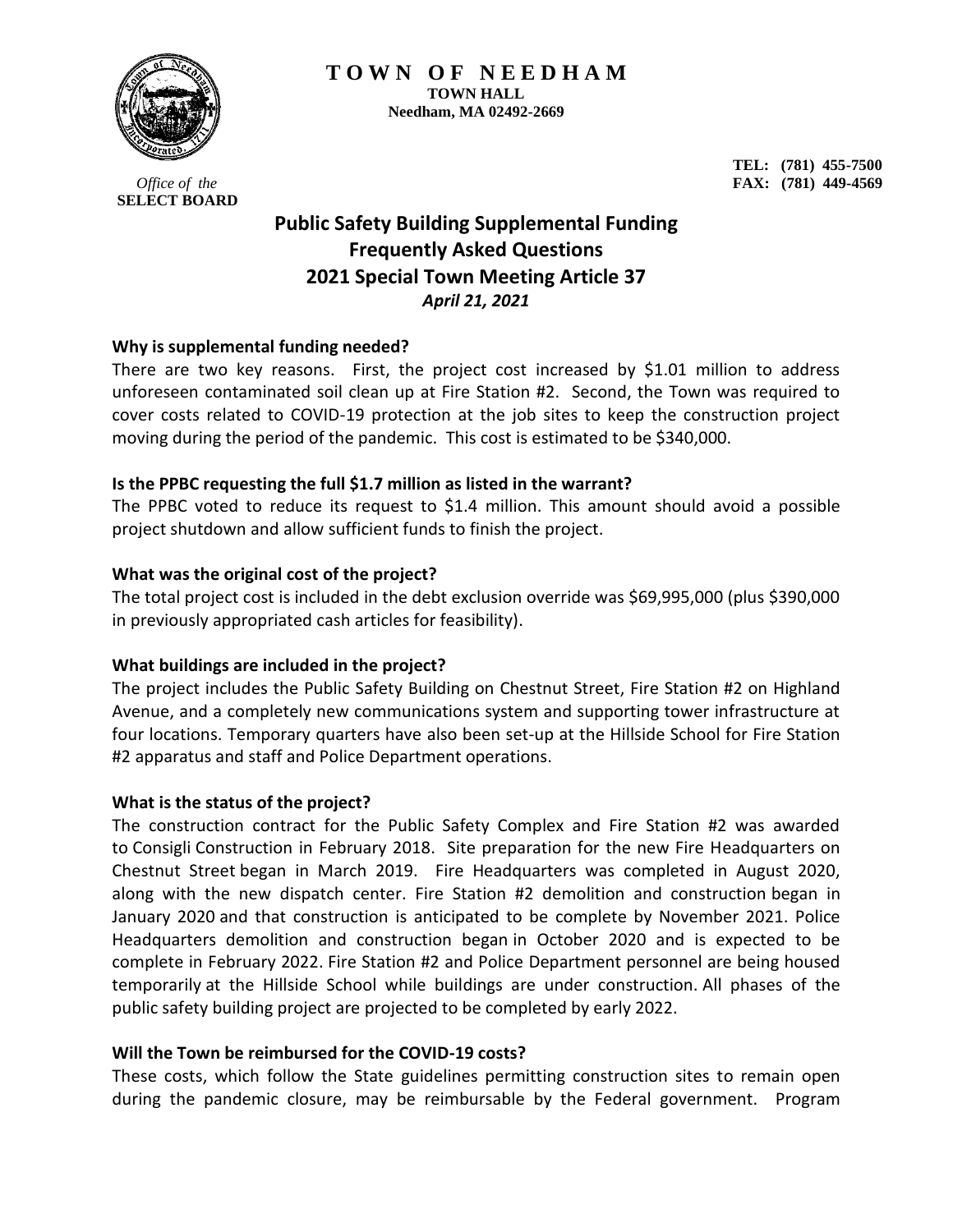# TOWN OF NEEDHAM

**TOWN HALL**
**Needham, MA 02492-2669**

*Office of the*
**SELECT BOARD**

**TEL: (781) 455-7500**
**FAX: (781) 449-4569**

## Public Safety Building Supplemental Funding Frequently Asked Questions 2021 Special Town Meeting Article 37

***April 21, 2021***

**Why is supplemental funding needed?**

There are two key reasons. First, the project cost increased by $1.01 million to address unforeseen contaminated soil clean up at Fire Station #2. Second, the Town was required to cover costs related to COVID-19 protection at the job sites to keep the construction project moving during the period of the pandemic. This cost is estimated to be $340,000.

**Is the PPBC requesting the full $1.7 million as listed in the warrant?**

The PPBC voted to reduce its request to $1.4 million. This amount should avoid a possible project shutdown and allow sufficient funds to finish the project.

**What was the original cost of the project?**

The total project cost is included in the debt exclusion override was $69,995,000 (plus $390,000 in previously appropriated cash articles for feasibility).

**What buildings are included in the project?**

The project includes the Public Safety Building on Chestnut Street, Fire Station #2 on Highland Avenue, and a completely new communications system and supporting tower infrastructure at four locations. Temporary quarters have also been set-up at the Hillside School for Fire Station #2 apparatus and staff and Police Department operations.

**What is the status of the project?**

The construction contract for the Public Safety Complex and Fire Station #2 was awarded to Consigli Construction in February 2018. Site preparation for the new Fire Headquarters on Chestnut Street began in March 2019. Fire Headquarters was completed in August 2020, along with the new dispatch center. Fire Station #2 demolition and construction began in January 2020 and that construction is anticipated to be complete by November 2021. Police Headquarters demolition and construction began in October 2020 and is expected to be complete in February 2022. Fire Station #2 and Police Department personnel are being housed temporarily at the Hillside School while buildings are under construction. All phases of the public safety building project are projected to be completed by early 2022.

**Will the Town be reimbursed for the COVID-19 costs?**

These costs, which follow the State guidelines permitting construction sites to remain open during the pandemic closure, may be reimbursable by the Federal government. Program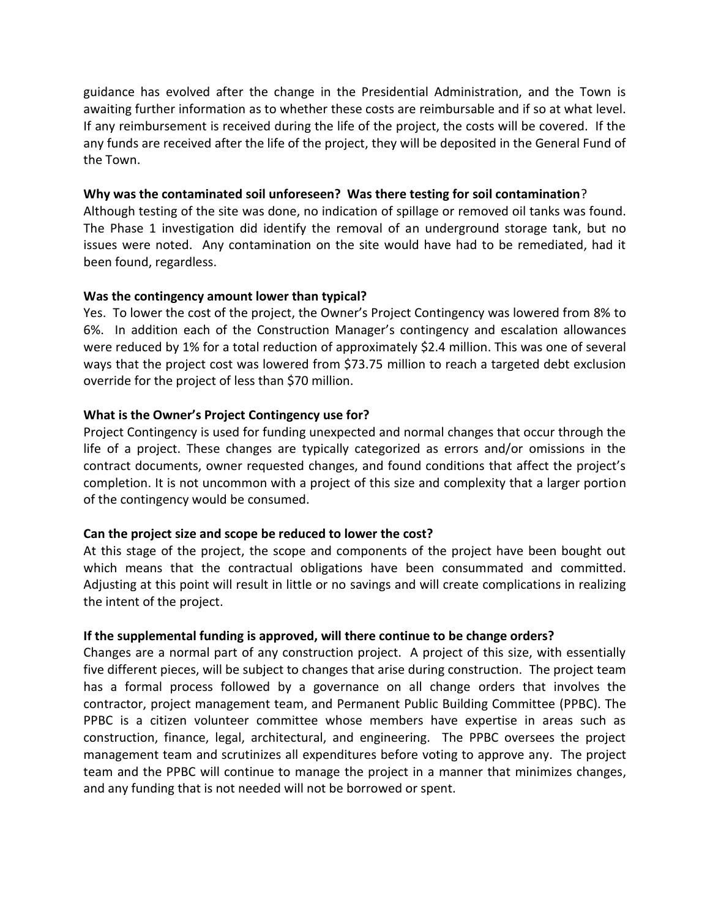guidance has evolved after the change in the Presidential Administration, and the Town is awaiting further information as to whether these costs are reimbursable and if so at what level. If any reimbursement is received during the life of the project, the costs will be covered. If the any funds are received after the life of the project, they will be deposited in the General Fund of the Town.

**Why was the contaminated soil unforeseen? Was there testing for soil contamination**?

Although testing of the site was done, no indication of spillage or removed oil tanks was found. The Phase 1 investigation did identify the removal of an underground storage tank, but no issues were noted. Any contamination on the site would have had to be remediated, had it been found, regardless.

**Was the contingency amount lower than typical?**

Yes. To lower the cost of the project, the Owner's Project Contingency was lowered from 8% to 6%. In addition each of the Construction Manager's contingency and escalation allowances were reduced by 1% for a total reduction of approximately $2.4 million. This was one of several ways that the project cost was lowered from $73.75 million to reach a targeted debt exclusion override for the project of less than $70 million.

**What is the Owner's Project Contingency use for?**

Project Contingency is used for funding unexpected and normal changes that occur through the life of a project. These changes are typically categorized as errors and/or omissions in the contract documents, owner requested changes, and found conditions that affect the project's completion. It is not uncommon with a project of this size and complexity that a larger portion of the contingency would be consumed.

**Can the project size and scope be reduced to lower the cost?**

At this stage of the project, the scope and components of the project have been bought out which means that the contractual obligations have been consummated and committed. Adjusting at this point will result in little or no savings and will create complications in realizing the intent of the project.

**If the supplemental funding is approved, will there continue to be change orders?**

Changes are a normal part of any construction project. A project of this size, with essentially five different pieces, will be subject to changes that arise during construction. The project team has a formal process followed by a governance on all change orders that involves the contractor, project management team, and Permanent Public Building Committee (PPBC). The PPBC is a citizen volunteer committee whose members have expertise in areas such as construction, finance, legal, architectural, and engineering. The PPBC oversees the project management team and scrutinizes all expenditures before voting to approve any. The project team and the PPBC will continue to manage the project in a manner that minimizes changes, and any funding that is not needed will not be borrowed or spent.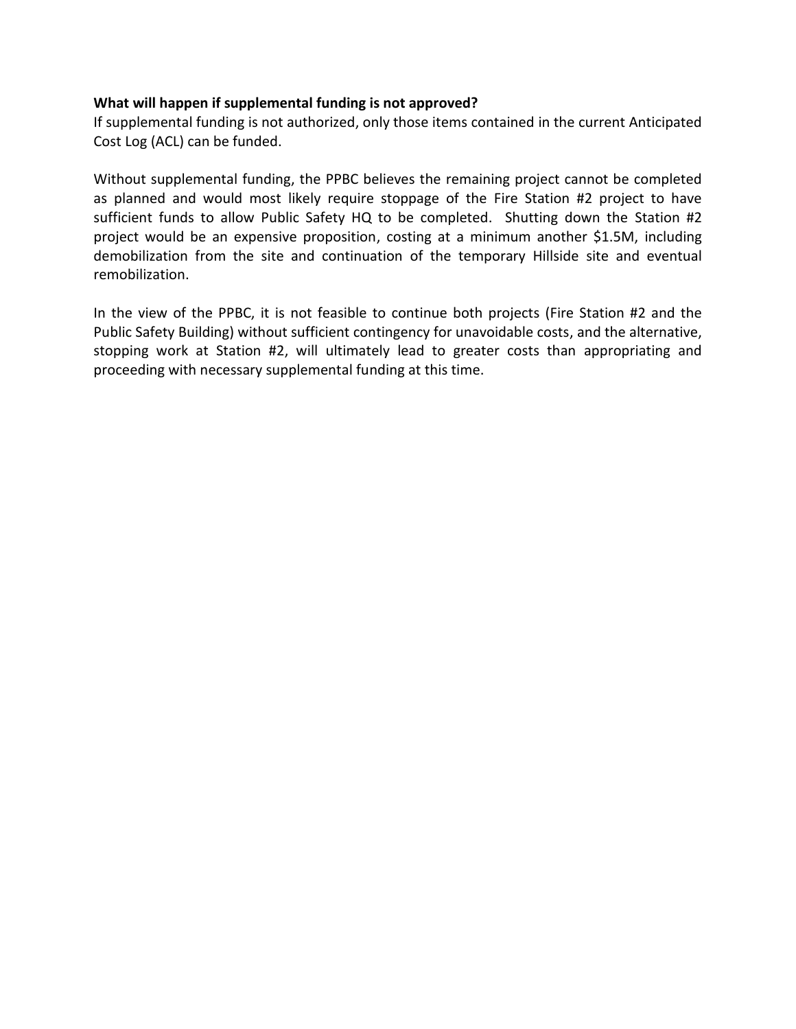**What will happen if supplemental funding is not approved?**

If supplemental funding is not authorized, only those items contained in the current Anticipated Cost Log (ACL) can be funded.

Without supplemental funding, the PPBC believes the remaining project cannot be completed as planned and would most likely require stoppage of the Fire Station #2 project to have sufficient funds to allow Public Safety HQ to be completed. Shutting down the Station #2 project would be an expensive proposition, costing at a minimum another $1.5M, including demobilization from the site and continuation of the temporary Hillside site and eventual remobilization.

In the view of the PPBC, it is not feasible to continue both projects (Fire Station #2 and the Public Safety Building) without sufficient contingency for unavoidable costs, and the alternative, stopping work at Station #2, will ultimately lead to greater costs than appropriating and proceeding with necessary supplemental funding at this time.